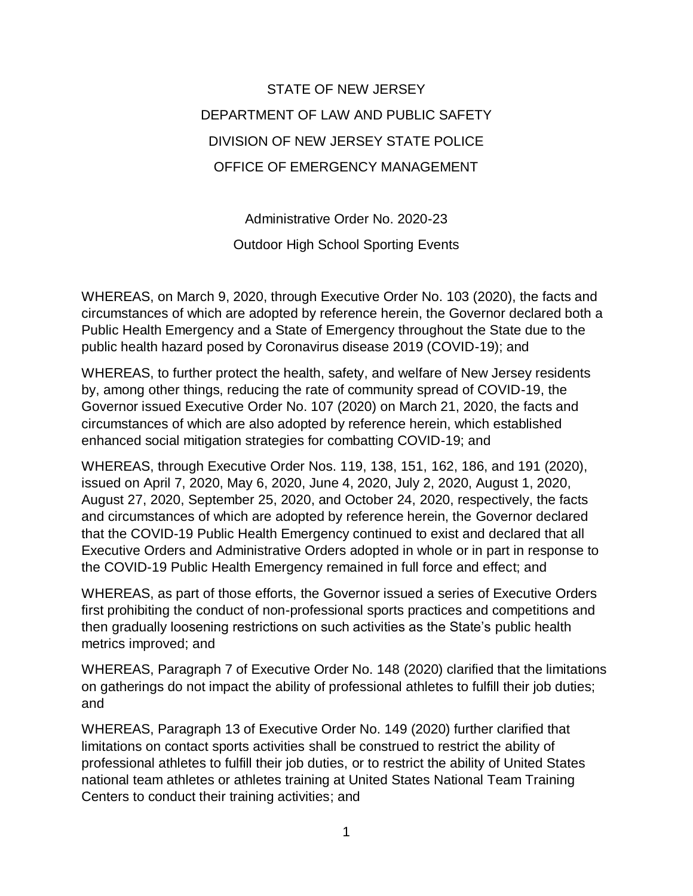# STATE OF NEW JERSEY
# DEPARTMENT OF LAW AND PUBLIC SAFETY
# DIVISION OF NEW JERSEY STATE POLICE
# OFFICE OF EMERGENCY MANAGEMENT

## Administrative Order No. 2020-23
## Outdoor High School Sporting Events

WHEREAS, on March 9, 2020, through Executive Order No. 103 (2020), the facts and circumstances of which are adopted by reference herein, the Governor declared both a Public Health Emergency and a State of Emergency throughout the State due to the public health hazard posed by Coronavirus disease 2019 (COVID-19); and

WHEREAS, to further protect the health, safety, and welfare of New Jersey residents by, among other things, reducing the rate of community spread of COVID-19, the Governor issued Executive Order No. 107 (2020) on March 21, 2020, the facts and circumstances of which are also adopted by reference herein, which established enhanced social mitigation strategies for combatting COVID-19; and

WHEREAS, through Executive Order Nos. 119, 138, 151, 162, 186, and 191 (2020), issued on April 7, 2020, May 6, 2020, June 4, 2020, July 2, 2020, August 1, 2020, August 27, 2020, September 25, 2020, and October 24, 2020, respectively, the facts and circumstances of which are adopted by reference herein, the Governor declared that the COVID-19 Public Health Emergency continued to exist and declared that all Executive Orders and Administrative Orders adopted in whole or in part in response to the COVID-19 Public Health Emergency remained in full force and effect; and

WHEREAS, as part of those efforts, the Governor issued a series of Executive Orders first prohibiting the conduct of non-professional sports practices and competitions and then gradually loosening restrictions on such activities as the State's public health metrics improved; and

WHEREAS, Paragraph 7 of Executive Order No. 148 (2020) clarified that the limitations on gatherings do not impact the ability of professional athletes to fulfill their job duties; and

WHEREAS, Paragraph 13 of Executive Order No. 149 (2020) further clarified that limitations on contact sports activities shall be construed to restrict the ability of professional athletes to fulfill their job duties, or to restrict the ability of United States national team athletes or athletes training at United States National Team Training Centers to conduct their training activities; and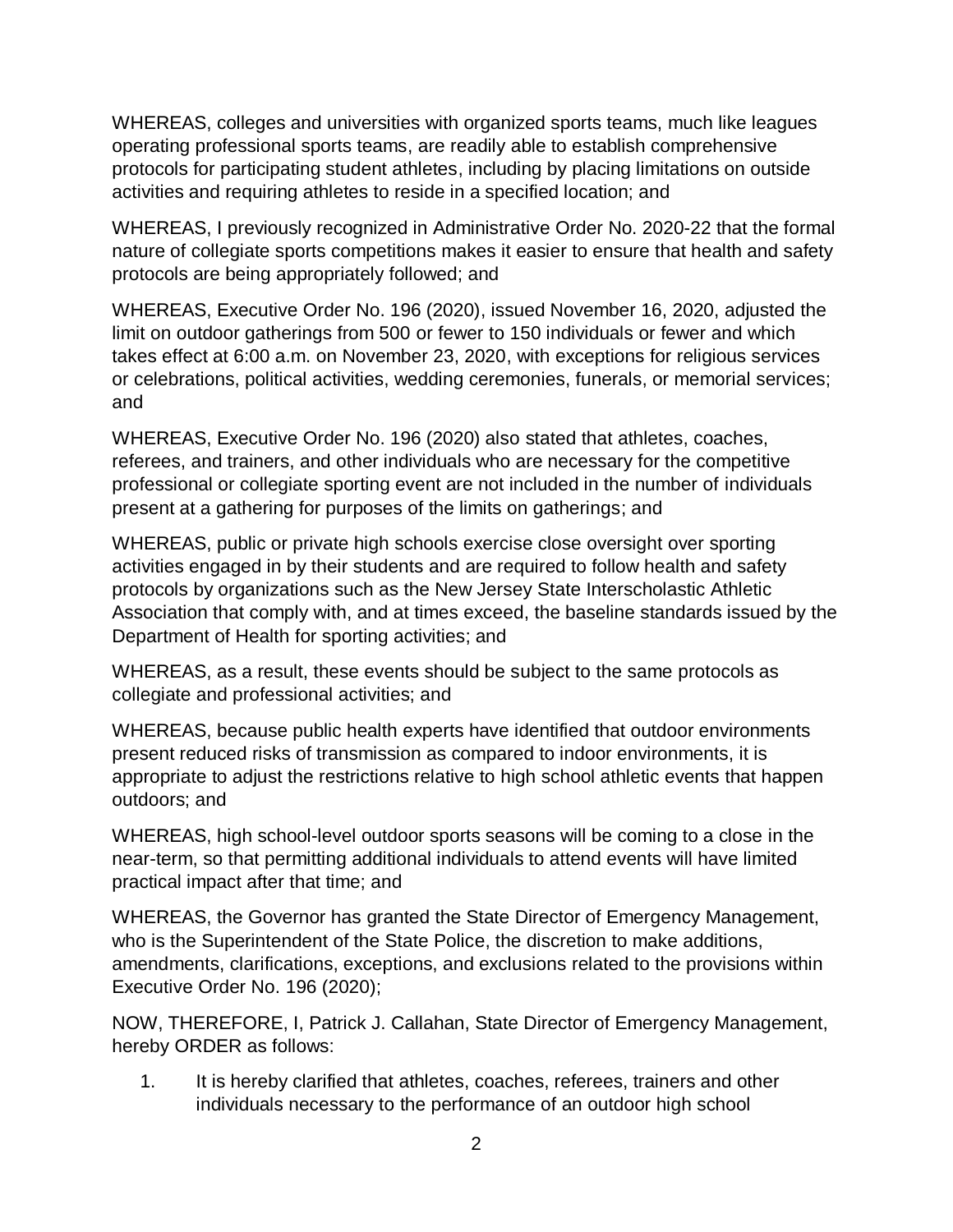WHEREAS, colleges and universities with organized sports teams, much like leagues operating professional sports teams, are readily able to establish comprehensive protocols for participating student athletes, including by placing limitations on outside activities and requiring athletes to reside in a specified location; and

WHEREAS, I previously recognized in Administrative Order No. 2020-22 that the formal nature of collegiate sports competitions makes it easier to ensure that health and safety protocols are being appropriately followed; and

WHEREAS, Executive Order No. 196 (2020), issued November 16, 2020, adjusted the limit on outdoor gatherings from 500 or fewer to 150 individuals or fewer and which takes effect at 6:00 a.m. on November 23, 2020, with exceptions for religious services or celebrations, political activities, wedding ceremonies, funerals, or memorial services; and

WHEREAS, Executive Order No. 196 (2020) also stated that athletes, coaches, referees, and trainers, and other individuals who are necessary for the competitive professional or collegiate sporting event are not included in the number of individuals present at a gathering for purposes of the limits on gatherings; and

WHEREAS, public or private high schools exercise close oversight over sporting activities engaged in by their students and are required to follow health and safety protocols by organizations such as the New Jersey State Interscholastic Athletic Association that comply with, and at times exceed, the baseline standards issued by the Department of Health for sporting activities; and

WHEREAS, as a result, these events should be subject to the same protocols as collegiate and professional activities; and

WHEREAS, because public health experts have identified that outdoor environments present reduced risks of transmission as compared to indoor environments, it is appropriate to adjust the restrictions relative to high school athletic events that happen outdoors; and

WHEREAS, high school-level outdoor sports seasons will be coming to a close in the near-term, so that permitting additional individuals to attend events will have limited practical impact after that time; and

WHEREAS, the Governor has granted the State Director of Emergency Management, who is the Superintendent of the State Police, the discretion to make additions, amendments, clarifications, exceptions, and exclusions related to the provisions within Executive Order No. 196 (2020);

NOW, THEREFORE, I, Patrick J. Callahan, State Director of Emergency Management, hereby ORDER as follows:

1. It is hereby clarified that athletes, coaches, referees, trainers and other individuals necessary to the performance of an outdoor high school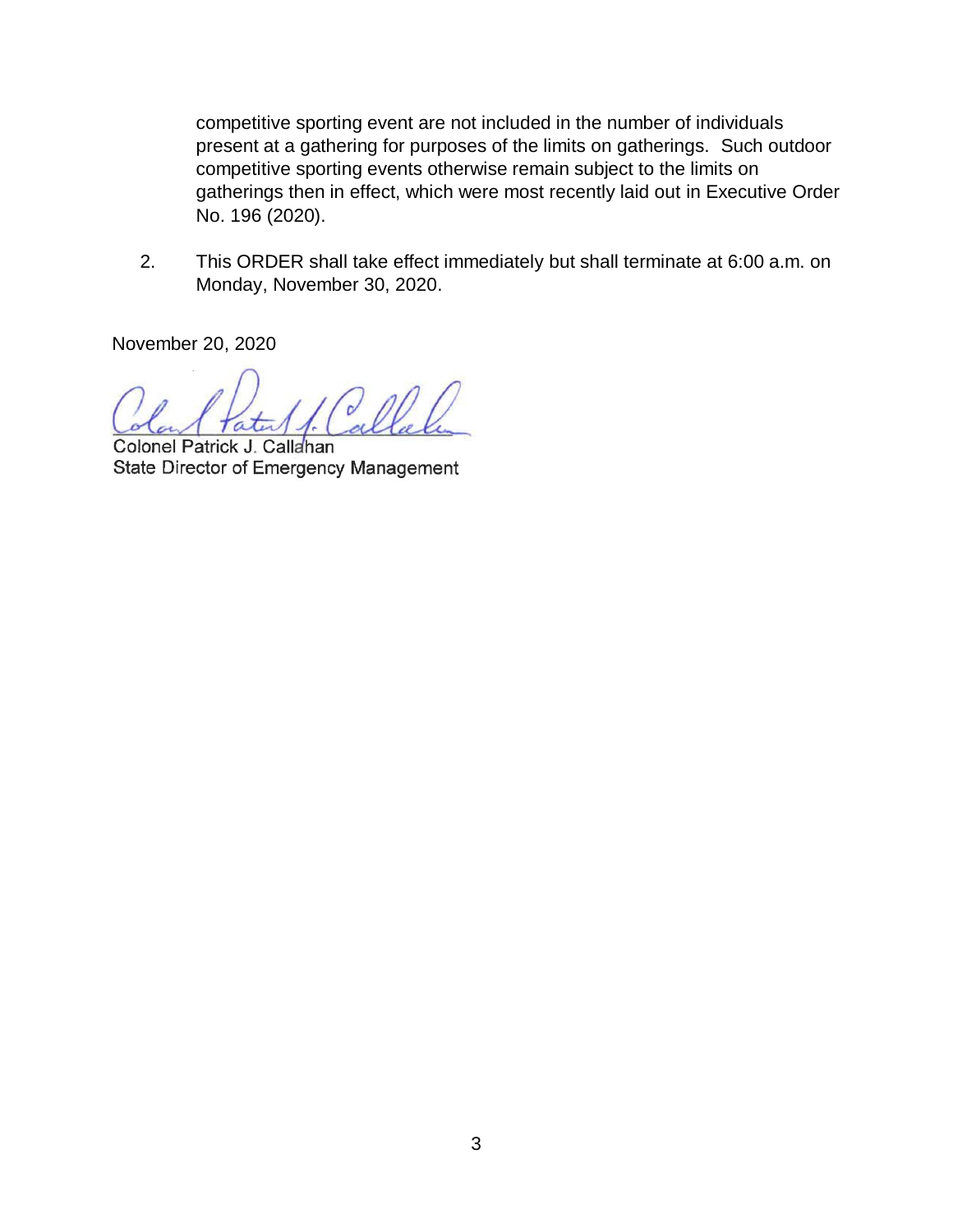competitive sporting event are not included in the number of individuals present at a gathering for purposes of the limits on gatherings. Such outdoor competitive sporting events otherwise remain subject to the limits on gatherings then in effect, which were most recently laid out in Executive Order No. 196 (2020).

2. This ORDER shall take effect immediately but shall terminate at 6:00 a.m. on Monday, November 30, 2020.

November 20, 2020

Colonel Patrick J. Callahan
State Director of Emergency Management